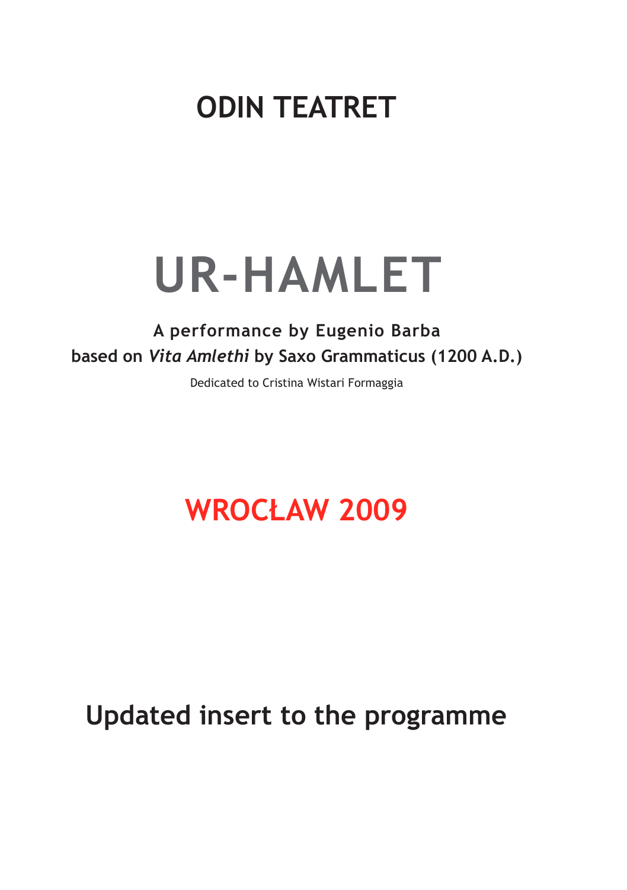## ODIN TEATRET

# UR-HAMLET

**A performance by Eugenio Barba**
**based on *Vita Amlethi* by Saxo Grammaticus (1200 A.D.)**

Dedicated to Cristina Wistari Formaggia

## WROCŁAW 2009

## Updated insert to the programme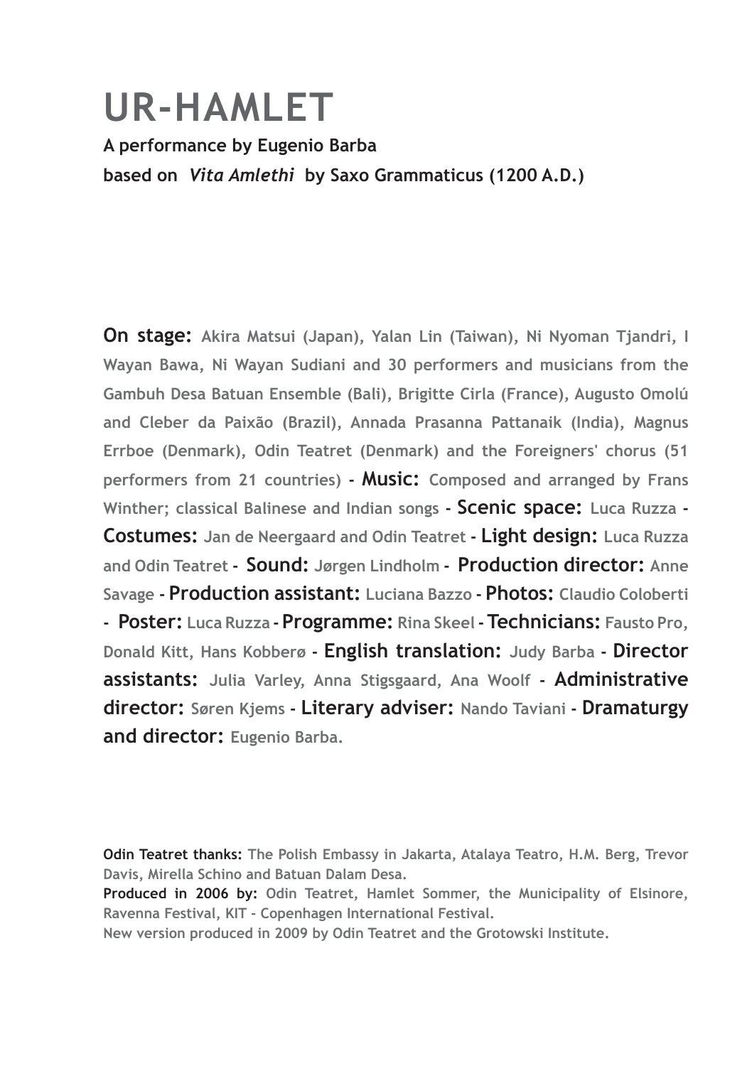# UR-HAMLET

**A performance by Eugenio Barba**

**based on *Vita Amlethi* by Saxo Grammaticus (1200 A.D.)**

**On stage:** Akira Matsui (Japan), Yalan Lin (Taiwan), Ni Nyoman Tjandri, I Wayan Bawa, Ni Wayan Sudiani and 30 performers and musicians from the Gambuh Desa Batuan Ensemble (Bali), Brigitte Cirla (France), Augusto Omolú and Cleber da Paixão (Brazil), Annada Prasanna Pattanaik (India), Magnus Errboe (Denmark), Odin Teatret (Denmark) and the Foreigners' chorus (51 performers from 21 countries) - **Music:** Composed and arranged by Frans Winther; classical Balinese and Indian songs - **Scenic space:** Luca Ruzza - **Costumes:** Jan de Neergaard and Odin Teatret - **Light design:** Luca Ruzza and Odin Teatret - **Sound:** Jørgen Lindholm - **Production director:** Anne Savage - **Production assistant:** Luciana Bazzo - **Photos:** Claudio Coloberti - **Poster:** Luca Ruzza - **Programme:** Rina Skeel - **Technicians:** Fausto Pro, Donald Kitt, Hans Kobberø - **English translation:** Judy Barba - **Director assistants:** Julia Varley, Anna Stigsgaard, Ana Woolf - **Administrative director:** Søren Kjems - **Literary adviser:** Nando Taviani - **Dramaturgy and director:** Eugenio Barba.

**Odin Teatret thanks:** The Polish Embassy in Jakarta, Atalaya Teatro, H.M. Berg, Trevor Davis, Mirella Schino and Batuan Dalam Desa.

**Produced in 2006 by:** Odin Teatret, Hamlet Sommer, the Municipality of Elsinore, Ravenna Festival, KIT - Copenhagen International Festival.

New version produced in 2009 by Odin Teatret and the Grotowski Institute.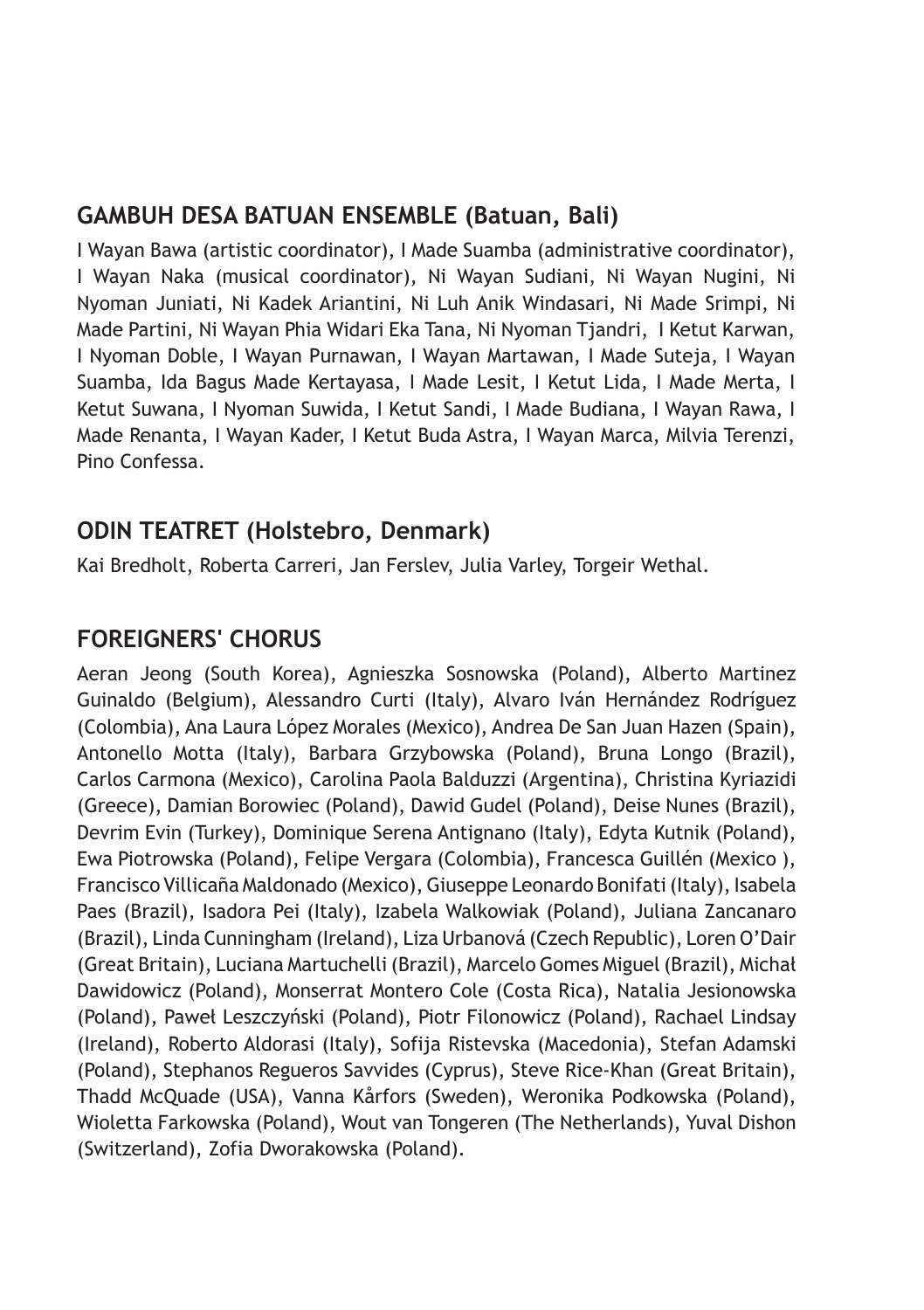## GAMBUH DESA BATUAN ENSEMBLE (Batuan, Bali)

I Wayan Bawa (artistic coordinator), I Made Suamba (administrative coordinator), I Wayan Naka (musical coordinator), Ni Wayan Sudiani, Ni Wayan Nugini, Ni Nyoman Juniati, Ni Kadek Ariantini, Ni Luh Anik Windasari, Ni Made Srimpi, Ni Made Partini, Ni Wayan Phia Widari Eka Tana, Ni Nyoman Tjandri, I Ketut Karwan, I Nyoman Doble, I Wayan Purnawan, I Wayan Martawan, I Made Suteja, I Wayan Suamba, Ida Bagus Made Kertayasa, I Made Lesit, I Ketut Lida, I Made Merta, I Ketut Suwana, I Nyoman Suwida, I Ketut Sandi, I Made Budiana, I Wayan Rawa, I Made Renanta, I Wayan Kader, I Ketut Buda Astra, I Wayan Marca, Milvia Terenzi, Pino Confessa.

## ODIN TEATRET (Holstebro, Denmark)

Kai Bredholt, Roberta Carreri, Jan Ferslev, Julia Varley, Torgeir Wethal.

## FOREIGNERS' CHORUS

Aeran Jeong (South Korea), Agnieszka Sosnowska (Poland), Alberto Martinez Guinaldo (Belgium), Alessandro Curti (Italy), Alvaro Iván Hernández Rodríguez (Colombia), Ana Laura López Morales (Mexico), Andrea De San Juan Hazen (Spain), Antonello Motta (Italy), Barbara Grzybowska (Poland), Bruna Longo (Brazil), Carlos Carmona (Mexico), Carolina Paola Balduzzi (Argentina), Christina Kyriazidi (Greece), Damian Borowiec (Poland), Dawid Gudel (Poland), Deise Nunes (Brazil), Devrim Evin (Turkey), Dominique Serena Antignano (Italy), Edyta Kutnik (Poland), Ewa Piotrowska (Poland), Felipe Vergara (Colombia), Francesca Guillén (Mexico ), Francisco Villicaña Maldonado (Mexico), Giuseppe Leonardo Bonifati (Italy), Isabela Paes (Brazil), Isadora Pei (Italy), Izabela Walkowiak (Poland), Juliana Zancanaro (Brazil), Linda Cunningham (Ireland), Liza Urbanová (Czech Republic), Loren O'Dair (Great Britain), Luciana Martuchelli (Brazil), Marcelo Gomes Miguel (Brazil), Michał Dawidowicz (Poland), Monserrat Montero Cole (Costa Rica), Natalia Jesionowska (Poland), Paweł Leszczyński (Poland), Piotr Filonowicz (Poland), Rachael Lindsay (Ireland), Roberto Aldorasi (Italy), Sofija Ristevska (Macedonia), Stefan Adamski (Poland), Stephanos Regueros Savvides (Cyprus), Steve Rice-Khan (Great Britain), Thadd McQuade (USA), Vanna Kårfors (Sweden), Weronika Podkowska (Poland), Wioletta Farkowska (Poland), Wout van Tongeren (The Netherlands), Yuval Dishon (Switzerland), Zofia Dworakowska (Poland).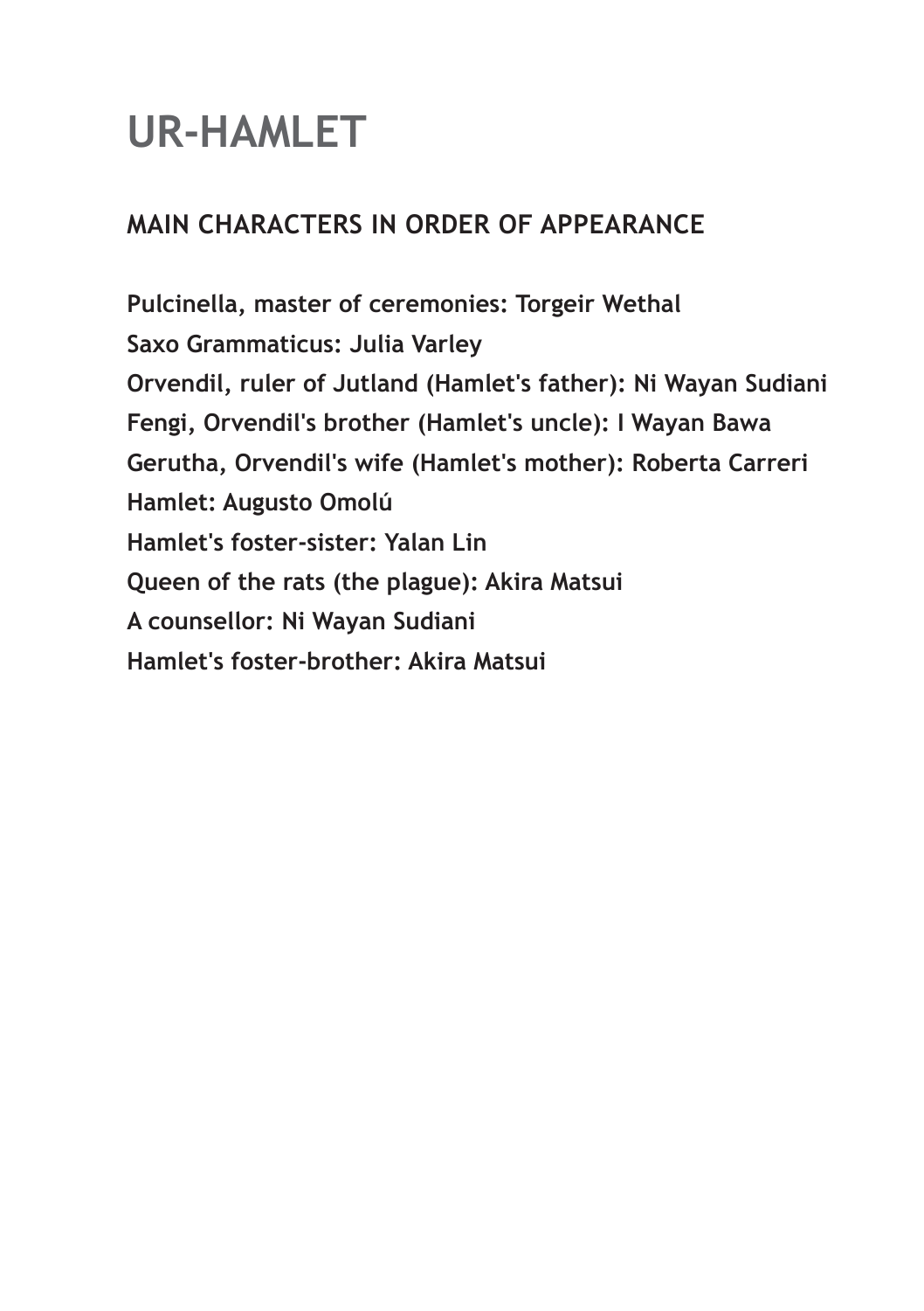# UR-HAMLET

## MAIN CHARACTERS IN ORDER OF APPEARANCE

**Pulcinella, master of ceremonies: Torgeir Wethal**
**Saxo Grammaticus: Julia Varley**
**Orvendil, ruler of Jutland (Hamlet's father): Ni Wayan Sudiani**
**Fengi, Orvendil's brother (Hamlet's uncle): I Wayan Bawa**
**Gerutha, Orvendil's wife (Hamlet's mother): Roberta Carreri**
**Hamlet: Augusto Omolú**
**Hamlet's foster-sister: Yalan Lin**
**Queen of the rats (the plague): Akira Matsui**
**A counsellor: Ni Wayan Sudiani**
**Hamlet's foster-brother: Akira Matsui**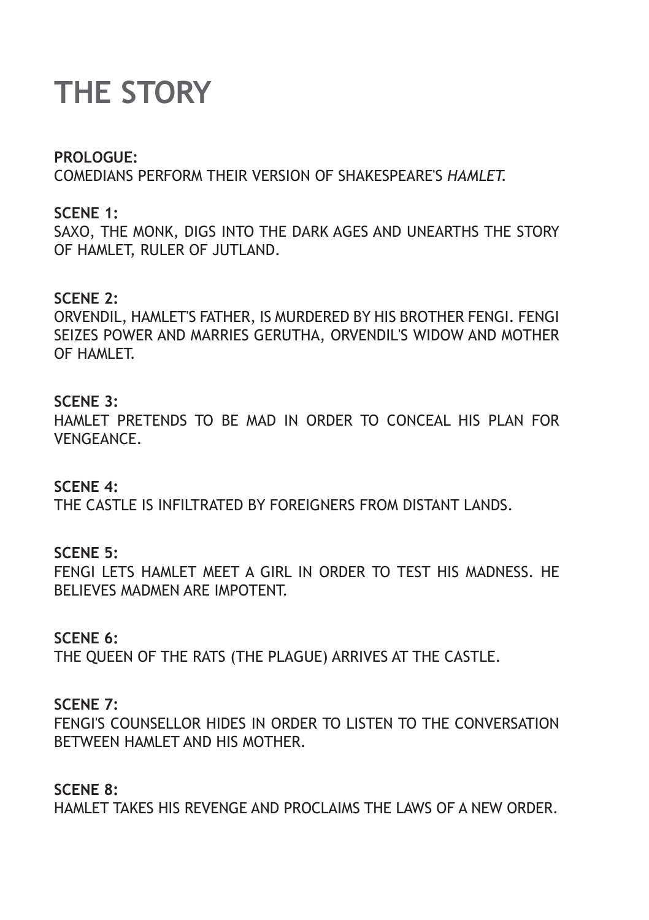# THE STORY

**PROLOGUE:**
COMEDIANS PERFORM THEIR VERSION OF SHAKESPEARE'S *HAMLET.*

**SCENE 1:**
SAXO, THE MONK, DIGS INTO THE DARK AGES AND UNEARTHS THE STORY OF HAMLET, RULER OF JUTLAND.

**SCENE 2:**
ORVENDIL, HAMLET'S FATHER, IS MURDERED BY HIS BROTHER FENGI. FENGI SEIZES POWER AND MARRIES GERUTHA, ORVENDIL'S WIDOW AND MOTHER OF HAMLET.

**SCENE 3:**
HAMLET PRETENDS TO BE MAD IN ORDER TO CONCEAL HIS PLAN FOR VENGEANCE.

**SCENE 4:**
THE CASTLE IS INFILTRATED BY FOREIGNERS FROM DISTANT LANDS.

**SCENE 5:**
FENGI LETS HAMLET MEET A GIRL IN ORDER TO TEST HIS MADNESS. HE BELIEVES MADMEN ARE IMPOTENT.

**SCENE 6:**
THE QUEEN OF THE RATS (THE PLAGUE) ARRIVES AT THE CASTLE.

**SCENE 7:**
FENGI'S COUNSELLOR HIDES IN ORDER TO LISTEN TO THE CONVERSATION BETWEEN HAMLET AND HIS MOTHER.

**SCENE 8:**
HAMLET TAKES HIS REVENGE AND PROCLAIMS THE LAWS OF A NEW ORDER.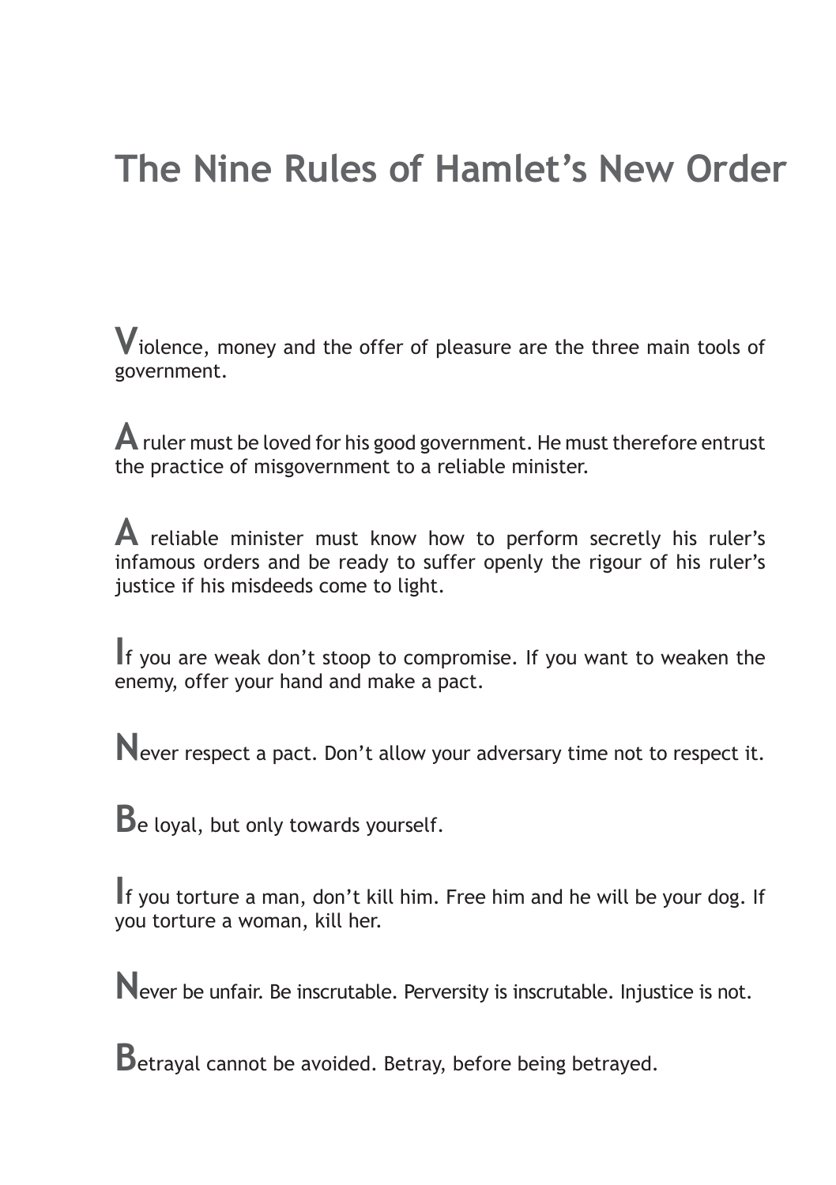# The Nine Rules of Hamlet's New Order

**V**iolence, money and the offer of pleasure are the three main tools of government.

**A** ruler must be loved for his good government. He must therefore entrust the practice of misgovernment to a reliable minister.

**A** reliable minister must know how to perform secretly his ruler's infamous orders and be ready to suffer openly the rigour of his ruler's justice if his misdeeds come to light.

**I**f you are weak don't stoop to compromise. If you want to weaken the enemy, offer your hand and make a pact.

**N**ever respect a pact. Don't allow your adversary time not to respect it.

**B**e loyal, but only towards yourself.

**I**f you torture a man, don't kill him. Free him and he will be your dog. If you torture a woman, kill her.

**N**ever be unfair. Be inscrutable. Perversity is inscrutable. Injustice is not.

**B**etrayal cannot be avoided. Betray, before being betrayed.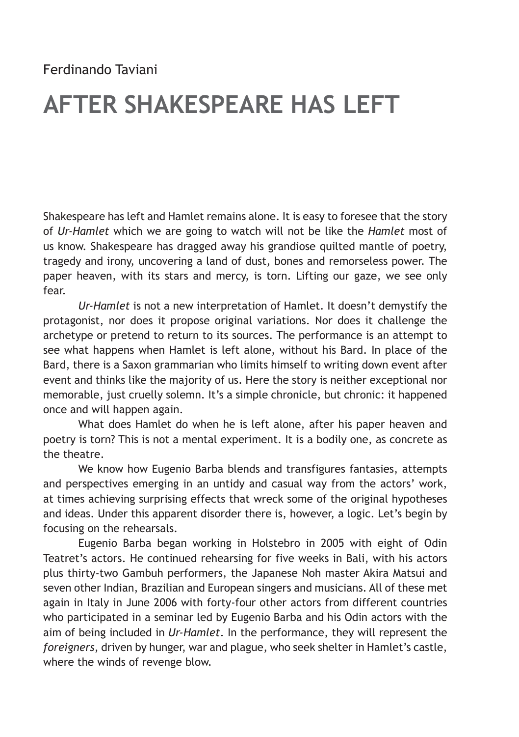Ferdinando Taviani

# AFTER SHAKESPEARE HAS LEFT

Shakespeare has left and Hamlet remains alone. It is easy to foresee that the story of *Ur-Hamlet* which we are going to watch will not be like the *Hamlet* most of us know. Shakespeare has dragged away his grandiose quilted mantle of poetry, tragedy and irony, uncovering a land of dust, bones and remorseless power. The paper heaven, with its stars and mercy, is torn. Lifting our gaze, we see only fear.

*Ur-Hamlet* is not a new interpretation of Hamlet. It doesn't demystify the protagonist, nor does it propose original variations. Nor does it challenge the archetype or pretend to return to its sources. The performance is an attempt to see what happens when Hamlet is left alone, without his Bard. In place of the Bard, there is a Saxon grammarian who limits himself to writing down event after event and thinks like the majority of us. Here the story is neither exceptional nor memorable, just cruelly solemn. It's a simple chronicle, but chronic: it happened once and will happen again.

What does Hamlet do when he is left alone, after his paper heaven and poetry is torn? This is not a mental experiment. It is a bodily one, as concrete as the theatre.

We know how Eugenio Barba blends and transfigures fantasies, attempts and perspectives emerging in an untidy and casual way from the actors' work, at times achieving surprising effects that wreck some of the original hypotheses and ideas. Under this apparent disorder there is, however, a logic. Let's begin by focusing on the rehearsals.

Eugenio Barba began working in Holstebro in 2005 with eight of Odin Teatret's actors. He continued rehearsing for five weeks in Bali, with his actors plus thirty-two Gambuh performers, the Japanese Noh master Akira Matsui and seven other Indian, Brazilian and European singers and musicians. All of these met again in Italy in June 2006 with forty-four other actors from different countries who participated in a seminar led by Eugenio Barba and his Odin actors with the aim of being included in *Ur-Hamlet*. In the performance, they will represent the *foreigners*, driven by hunger, war and plague, who seek shelter in Hamlet's castle, where the winds of revenge blow.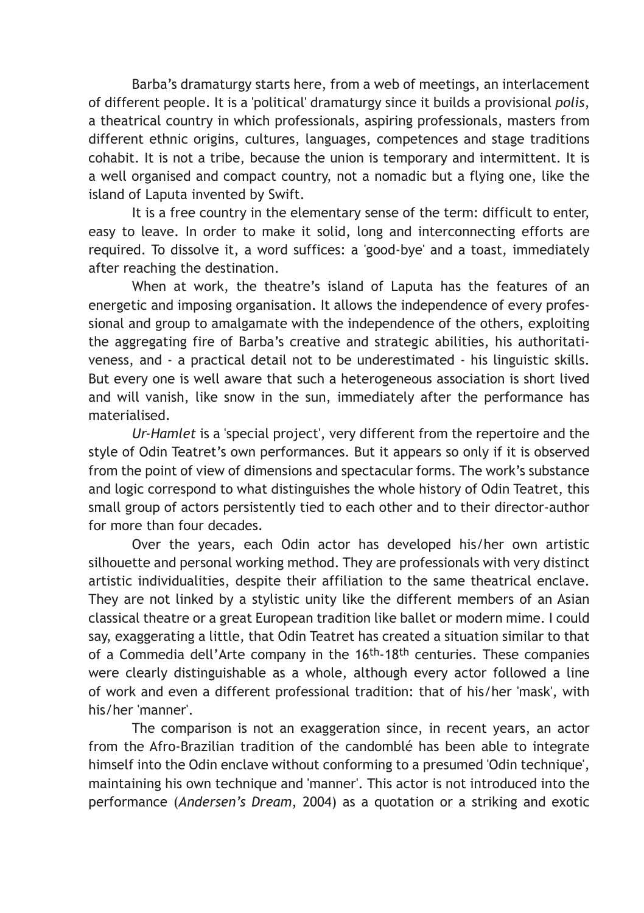Barba's dramaturgy starts here, from a web of meetings, an interlacement of different people. It is a 'political' dramaturgy since it builds a provisional *polis*, a theatrical country in which professionals, aspiring professionals, masters from different ethnic origins, cultures, languages, competences and stage traditions cohabit. It is not a tribe, because the union is temporary and intermittent. It is a well organised and compact country, not a nomadic but a flying one, like the island of Laputa invented by Swift.

It is a free country in the elementary sense of the term: difficult to enter, easy to leave. In order to make it solid, long and interconnecting efforts are required. To dissolve it, a word suffices: a 'good-bye' and a toast, immediately after reaching the destination.

When at work, the theatre's island of Laputa has the features of an energetic and imposing organisation. It allows the independence of every professional and group to amalgamate with the independence of the others, exploiting the aggregating fire of Barba's creative and strategic abilities, his authoritativeness, and - a practical detail not to be underestimated - his linguistic skills. But every one is well aware that such a heterogeneous association is short lived and will vanish, like snow in the sun, immediately after the performance has materialised.

*Ur-Hamlet* is a 'special project', very different from the repertoire and the style of Odin Teatret's own performances. But it appears so only if it is observed from the point of view of dimensions and spectacular forms. The work's substance and logic correspond to what distinguishes the whole history of Odin Teatret, this small group of actors persistently tied to each other and to their director-author for more than four decades.

Over the years, each Odin actor has developed his/her own artistic silhouette and personal working method. They are professionals with very distinct artistic individualities, despite their affiliation to the same theatrical enclave. They are not linked by a stylistic unity like the different members of an Asian classical theatre or a great European tradition like ballet or modern mime. I could say, exaggerating a little, that Odin Teatret has created a situation similar to that of a Commedia dell'Arte company in the 16th-18th centuries. These companies were clearly distinguishable as a whole, although every actor followed a line of work and even a different professional tradition: that of his/her 'mask', with his/her 'manner'.

The comparison is not an exaggeration since, in recent years, an actor from the Afro-Brazilian tradition of the candomblé has been able to integrate himself into the Odin enclave without conforming to a presumed 'Odin technique', maintaining his own technique and 'manner'. This actor is not introduced into the performance (*Andersen's Dream*, 2004) as a quotation or a striking and exotic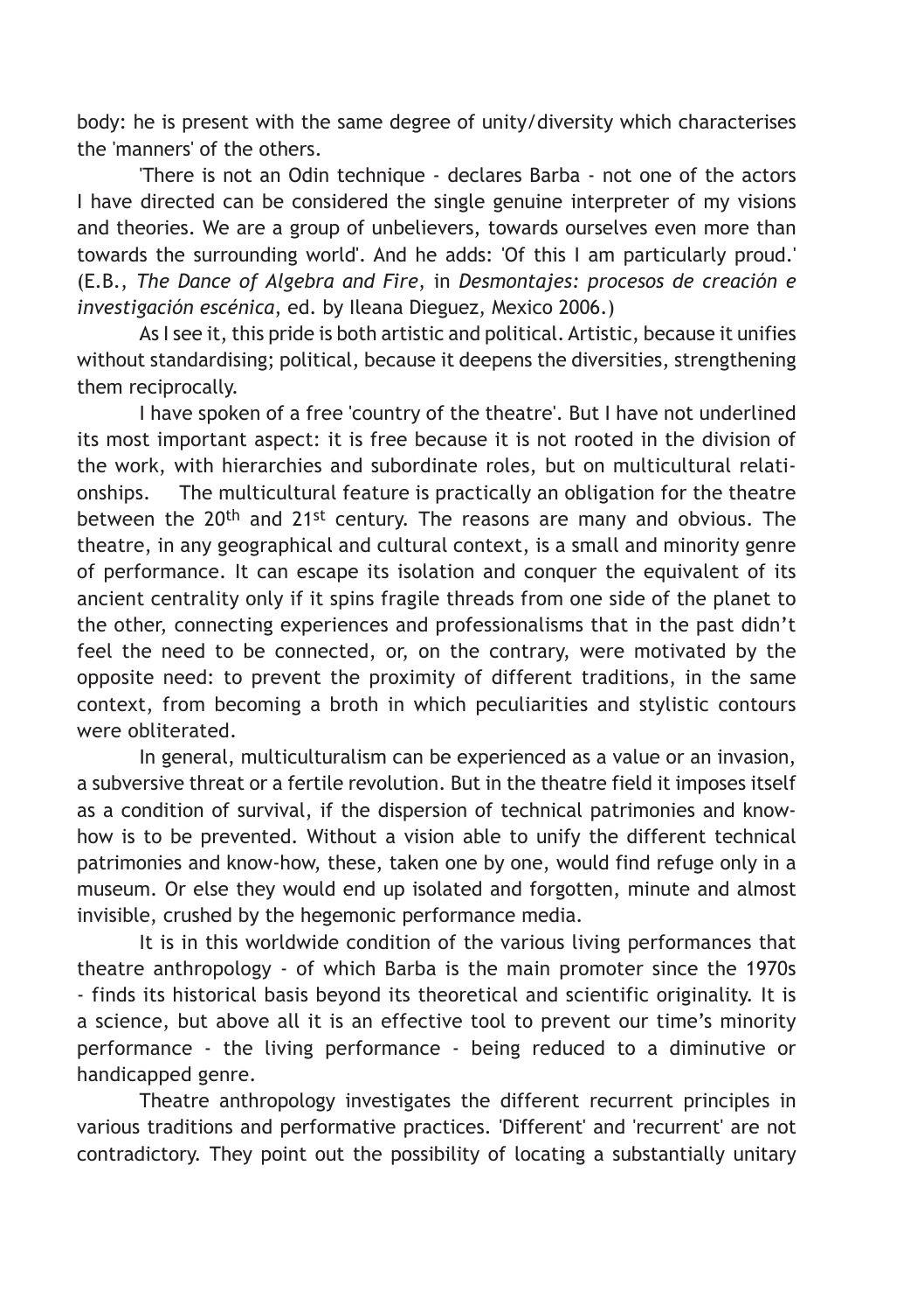body: he is present with the same degree of unity/diversity which characterises the 'manners' of the others.

'There is not an Odin technique - declares Barba - not one of the actors I have directed can be considered the single genuine interpreter of my visions and theories. We are a group of unbelievers, towards ourselves even more than towards the surrounding world'. And he adds: 'Of this I am particularly proud.' (E.B., *The Dance of Algebra and Fire*, in *Desmontajes: procesos de creación e investigación escénica*, ed. by Ileana Dieguez, Mexico 2006.)

As I see it, this pride is both artistic and political. Artistic, because it unifies without standardising; political, because it deepens the diversities, strengthening them reciprocally.

I have spoken of a free 'country of the theatre'. But I have not underlined its most important aspect: it is free because it is not rooted in the division of the work, with hierarchies and subordinate roles, but on multicultural relationships. The multicultural feature is practically an obligation for the theatre between the 20th and 21st century. The reasons are many and obvious. The theatre, in any geographical and cultural context, is a small and minority genre of performance. It can escape its isolation and conquer the equivalent of its ancient centrality only if it spins fragile threads from one side of the planet to the other, connecting experiences and professionalisms that in the past didn't feel the need to be connected, or, on the contrary, were motivated by the opposite need: to prevent the proximity of different traditions, in the same context, from becoming a broth in which peculiarities and stylistic contours were obliterated.

In general, multiculturalism can be experienced as a value or an invasion, a subversive threat or a fertile revolution. But in the theatre field it imposes itself as a condition of survival, if the dispersion of technical patrimonies and know-how is to be prevented. Without a vision able to unify the different technical patrimonies and know-how, these, taken one by one, would find refuge only in a museum. Or else they would end up isolated and forgotten, minute and almost invisible, crushed by the hegemonic performance media.

It is in this worldwide condition of the various living performances that theatre anthropology - of which Barba is the main promoter since the 1970s - finds its historical basis beyond its theoretical and scientific originality. It is a science, but above all it is an effective tool to prevent our time's minority performance - the living performance - being reduced to a diminutive or handicapped genre.

Theatre anthropology investigates the different recurrent principles in various traditions and performative practices. 'Different' and 'recurrent' are not contradictory. They point out the possibility of locating a substantially unitary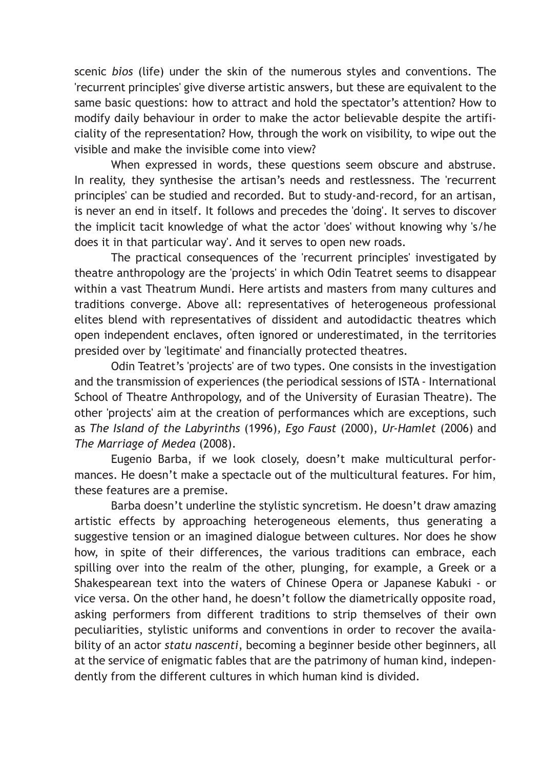scenic *bios* (life) under the skin of the numerous styles and conventions. The 'recurrent principles' give diverse artistic answers, but these are equivalent to the same basic questions: how to attract and hold the spectator's attention? How to modify daily behaviour in order to make the actor believable despite the artificiality of the representation? How, through the work on visibility, to wipe out the visible and make the invisible come into view?

When expressed in words, these questions seem obscure and abstruse. In reality, they synthesise the artisan's needs and restlessness. The 'recurrent principles' can be studied and recorded. But to study-and-record, for an artisan, is never an end in itself. It follows and precedes the 'doing'. It serves to discover the implicit tacit knowledge of what the actor 'does' without knowing why 's/he does it in that particular way'. And it serves to open new roads.

The practical consequences of the 'recurrent principles' investigated by theatre anthropology are the 'projects' in which Odin Teatret seems to disappear within a vast Theatrum Mundi. Here artists and masters from many cultures and traditions converge. Above all: representatives of heterogeneous professional elites blend with representatives of dissident and autodidactic theatres which open independent enclaves, often ignored or underestimated, in the territories presided over by 'legitimate' and financially protected theatres.

Odin Teatret's 'projects' are of two types. One consists in the investigation and the transmission of experiences (the periodical sessions of ISTA - International School of Theatre Anthropology, and of the University of Eurasian Theatre). The other 'projects' aim at the creation of performances which are exceptions, such as *The Island of the Labyrinths* (1996), *Ego Faust* (2000), *Ur-Hamlet* (2006) and *The Marriage of Medea* (2008).

Eugenio Barba, if we look closely, doesn't make multicultural performances. He doesn't make a spectacle out of the multicultural features. For him, these features are a premise.

Barba doesn't underline the stylistic syncretism. He doesn't draw amazing artistic effects by approaching heterogeneous elements, thus generating a suggestive tension or an imagined dialogue between cultures. Nor does he show how, in spite of their differences, the various traditions can embrace, each spilling over into the realm of the other, plunging, for example, a Greek or a Shakespearean text into the waters of Chinese Opera or Japanese Kabuki - or vice versa. On the other hand, he doesn't follow the diametrically opposite road, asking performers from different traditions to strip themselves of their own peculiarities, stylistic uniforms and conventions in order to recover the availability of an actor *statu nascenti*, becoming a beginner beside other beginners, all at the service of enigmatic fables that are the patrimony of human kind, independently from the different cultures in which human kind is divided.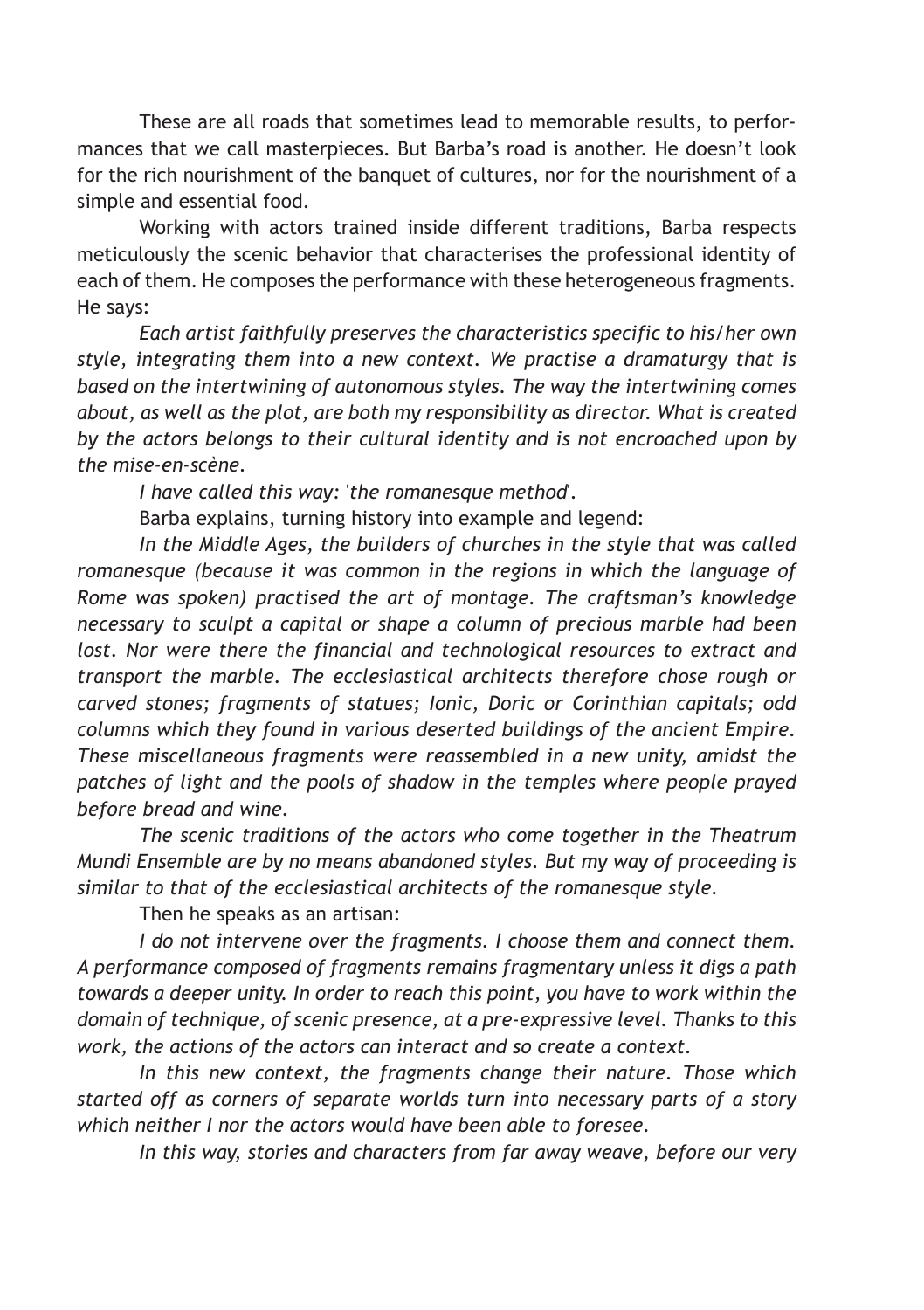These are all roads that sometimes lead to memorable results, to performances that we call masterpieces. But Barba's road is another. He doesn't look for the rich nourishment of the banquet of cultures, nor for the nourishment of a simple and essential food.

Working with actors trained inside different traditions, Barba respects meticulously the scenic behavior that characterises the professional identity of each of them. He composes the performance with these heterogeneous fragments. He says:

*Each artist faithfully preserves the characteristics specific to his/her own style, integrating them into a new context. We practise a dramaturgy that is based on the intertwining of autonomous styles. The way the intertwining comes about, as well as the plot, are both my responsibility as director. What is created by the actors belongs to their cultural identity and is not encroached upon by the mise-en-scène.*

*I have called this way: 'the romanesque method'.*

Barba explains, turning history into example and legend:

*In the Middle Ages, the builders of churches in the style that was called romanesque (because it was common in the regions in which the language of Rome was spoken) practised the art of montage. The craftsman's knowledge necessary to sculpt a capital or shape a column of precious marble had been lost. Nor were there the financial and technological resources to extract and transport the marble. The ecclesiastical architects therefore chose rough or carved stones; fragments of statues; Ionic, Doric or Corinthian capitals; odd columns which they found in various deserted buildings of the ancient Empire. These miscellaneous fragments were reassembled in a new unity, amidst the patches of light and the pools of shadow in the temples where people prayed before bread and wine.*

*The scenic traditions of the actors who come together in the Theatrum Mundi Ensemble are by no means abandoned styles. But my way of proceeding is similar to that of the ecclesiastical architects of the romanesque style.*

Then he speaks as an artisan:

*I do not intervene over the fragments. I choose them and connect them. A performance composed of fragments remains fragmentary unless it digs a path towards a deeper unity. In order to reach this point, you have to work within the domain of technique, of scenic presence, at a pre-expressive level. Thanks to this work, the actions of the actors can interact and so create a context.*

*In this new context, the fragments change their nature. Those which started off as corners of separate worlds turn into necessary parts of a story which neither I nor the actors would have been able to foresee.*

*In this way, stories and characters from far away weave, before our very*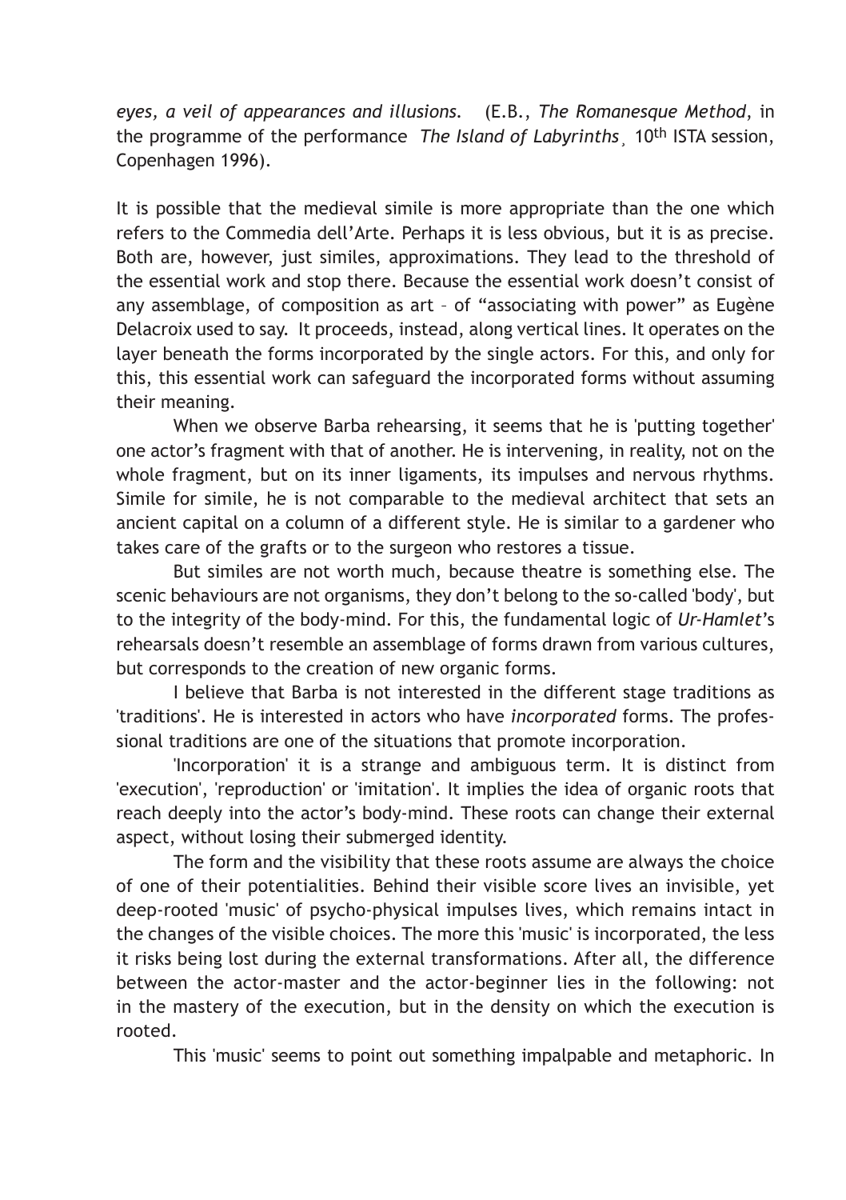*eyes, a veil of appearances and illusions.* (E.B., *The Romanesque Method*, in the programme of the performance *The Island of Labyrinths*¸ 10th ISTA session, Copenhagen 1996).

It is possible that the medieval simile is more appropriate than the one which refers to the Commedia dell'Arte. Perhaps it is less obvious, but it is as precise. Both are, however, just similes, approximations. They lead to the threshold of the essential work and stop there. Because the essential work doesn't consist of any assemblage, of composition as art – of "associating with power" as Eugène Delacroix used to say. It proceeds, instead, along vertical lines. It operates on the layer beneath the forms incorporated by the single actors. For this, and only for this, this essential work can safeguard the incorporated forms without assuming their meaning.

When we observe Barba rehearsing, it seems that he is 'putting together' one actor's fragment with that of another. He is intervening, in reality, not on the whole fragment, but on its inner ligaments, its impulses and nervous rhythms. Simile for simile, he is not comparable to the medieval architect that sets an ancient capital on a column of a different style. He is similar to a gardener who takes care of the grafts or to the surgeon who restores a tissue.

But similes are not worth much, because theatre is something else. The scenic behaviours are not organisms, they don't belong to the so-called 'body', but to the integrity of the body-mind. For this, the fundamental logic of *Ur-Hamlet*'s rehearsals doesn't resemble an assemblage of forms drawn from various cultures, but corresponds to the creation of new organic forms.

I believe that Barba is not interested in the different stage traditions as 'traditions'. He is interested in actors who have *incorporated* forms. The professional traditions are one of the situations that promote incorporation.

'Incorporation' it is a strange and ambiguous term. It is distinct from 'execution', 'reproduction' or 'imitation'. It implies the idea of organic roots that reach deeply into the actor's body-mind. These roots can change their external aspect, without losing their submerged identity.

The form and the visibility that these roots assume are always the choice of one of their potentialities. Behind their visible score lives an invisible, yet deep-rooted 'music' of psycho-physical impulses lives, which remains intact in the changes of the visible choices. The more this 'music' is incorporated, the less it risks being lost during the external transformations. After all, the difference between the actor-master and the actor-beginner lies in the following: not in the mastery of the execution, but in the density on which the execution is rooted.

This 'music' seems to point out something impalpable and metaphoric. In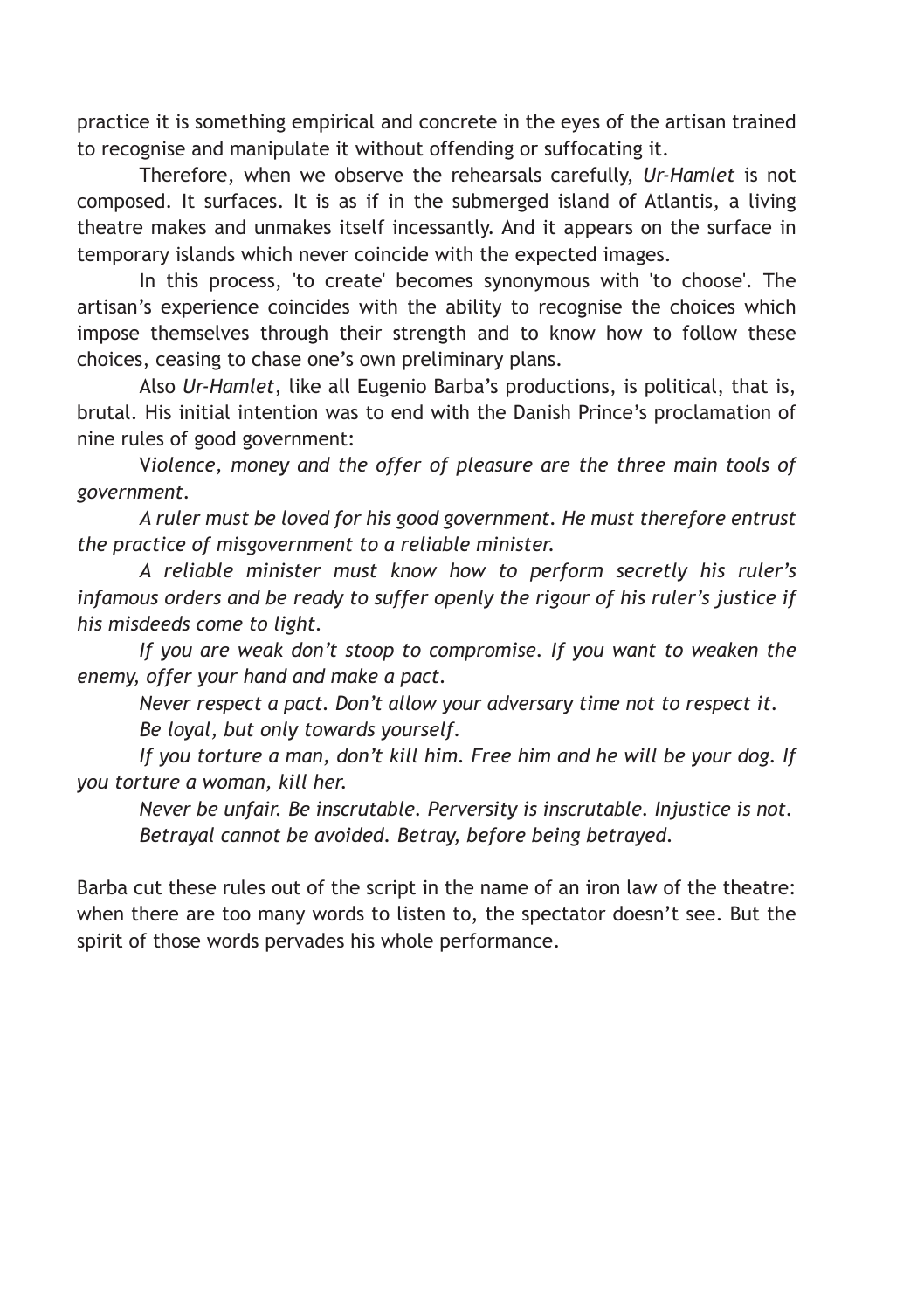practice it is something empirical and concrete in the eyes of the artisan trained to recognise and manipulate it without offending or suffocating it.

Therefore, when we observe the rehearsals carefully, *Ur-Hamlet* is not composed. It surfaces. It is as if in the submerged island of Atlantis, a living theatre makes and unmakes itself incessantly. And it appears on the surface in temporary islands which never coincide with the expected images.

In this process, 'to create' becomes synonymous with 'to choose'. The artisan's experience coincides with the ability to recognise the choices which impose themselves through their strength and to know how to follow these choices, ceasing to chase one's own preliminary plans.

Also *Ur-Hamlet*, like all Eugenio Barba's productions, is political, that is, brutal. His initial intention was to end with the Danish Prince's proclamation of nine rules of good government:

V*iolence, money and the offer of pleasure are the three main tools of government.*

*A ruler must be loved for his good government. He must therefore entrust the practice of misgovernment to a reliable minister.*

*A reliable minister must know how to perform secretly his ruler's infamous orders and be ready to suffer openly the rigour of his ruler's justice if his misdeeds come to light.*

*If you are weak don't stoop to compromise. If you want to weaken the enemy, offer your hand and make a pact.*

*Never respect a pact. Don't allow your adversary time not to respect it.*

*Be loyal, but only towards yourself.*

*If you torture a man, don't kill him. Free him and he will be your dog. If you torture a woman, kill her.*

*Never be unfair. Be inscrutable. Perversity is inscrutable. Injustice is not.*

*Betrayal cannot be avoided. Betray, before being betrayed.*

Barba cut these rules out of the script in the name of an iron law of the theatre: when there are too many words to listen to, the spectator doesn't see. But the spirit of those words pervades his whole performance.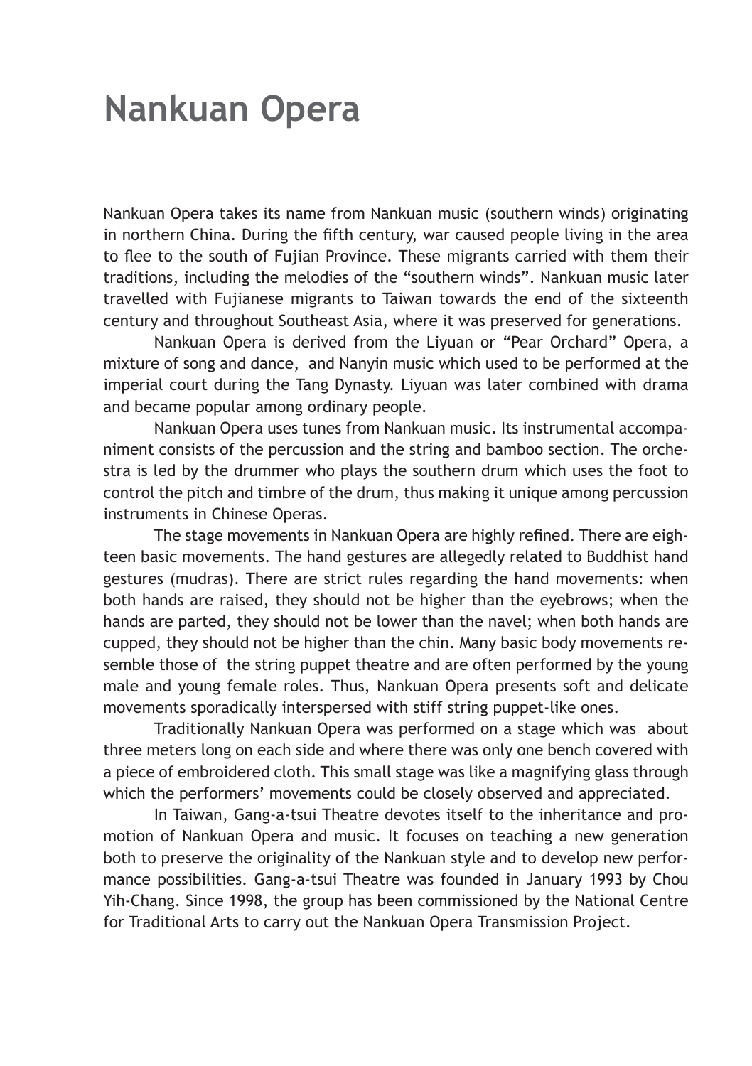# Nankuan Opera

Nankuan Opera takes its name from Nankuan music (southern winds) originating in northern China. During the fifth century, war caused people living in the area to flee to the south of Fujian Province. These migrants carried with them their traditions, including the melodies of the "southern winds". Nankuan music later travelled with Fujianese migrants to Taiwan towards the end of the sixteenth century and throughout Southeast Asia, where it was preserved for generations.

Nankuan Opera is derived from the Liyuan or "Pear Orchard" Opera, a mixture of song and dance, and Nanyin music which used to be performed at the imperial court during the Tang Dynasty. Liyuan was later combined with drama and became popular among ordinary people.

Nankuan Opera uses tunes from Nankuan music. Its instrumental accompaniment consists of the percussion and the string and bamboo section. The orchestra is led by the drummer who plays the southern drum which uses the foot to control the pitch and timbre of the drum, thus making it unique among percussion instruments in Chinese Operas.

The stage movements in Nankuan Opera are highly refined. There are eighteen basic movements. The hand gestures are allegedly related to Buddhist hand gestures (mudras). There are strict rules regarding the hand movements: when both hands are raised, they should not be higher than the eyebrows; when the hands are parted, they should not be lower than the navel; when both hands are cupped, they should not be higher than the chin. Many basic body movements resemble those of the string puppet theatre and are often performed by the young male and young female roles. Thus, Nankuan Opera presents soft and delicate movements sporadically interspersed with stiff string puppet-like ones.

Traditionally Nankuan Opera was performed on a stage which was about three meters long on each side and where there was only one bench covered with a piece of embroidered cloth. This small stage was like a magnifying glass through which the performers' movements could be closely observed and appreciated.

In Taiwan, Gang-a-tsui Theatre devotes itself to the inheritance and promotion of Nankuan Opera and music. It focuses on teaching a new generation both to preserve the originality of the Nankuan style and to develop new performance possibilities. Gang-a-tsui Theatre was founded in January 1993 by Chou Yih-Chang. Since 1998, the group has been commissioned by the National Centre for Traditional Arts to carry out the Nankuan Opera Transmission Project.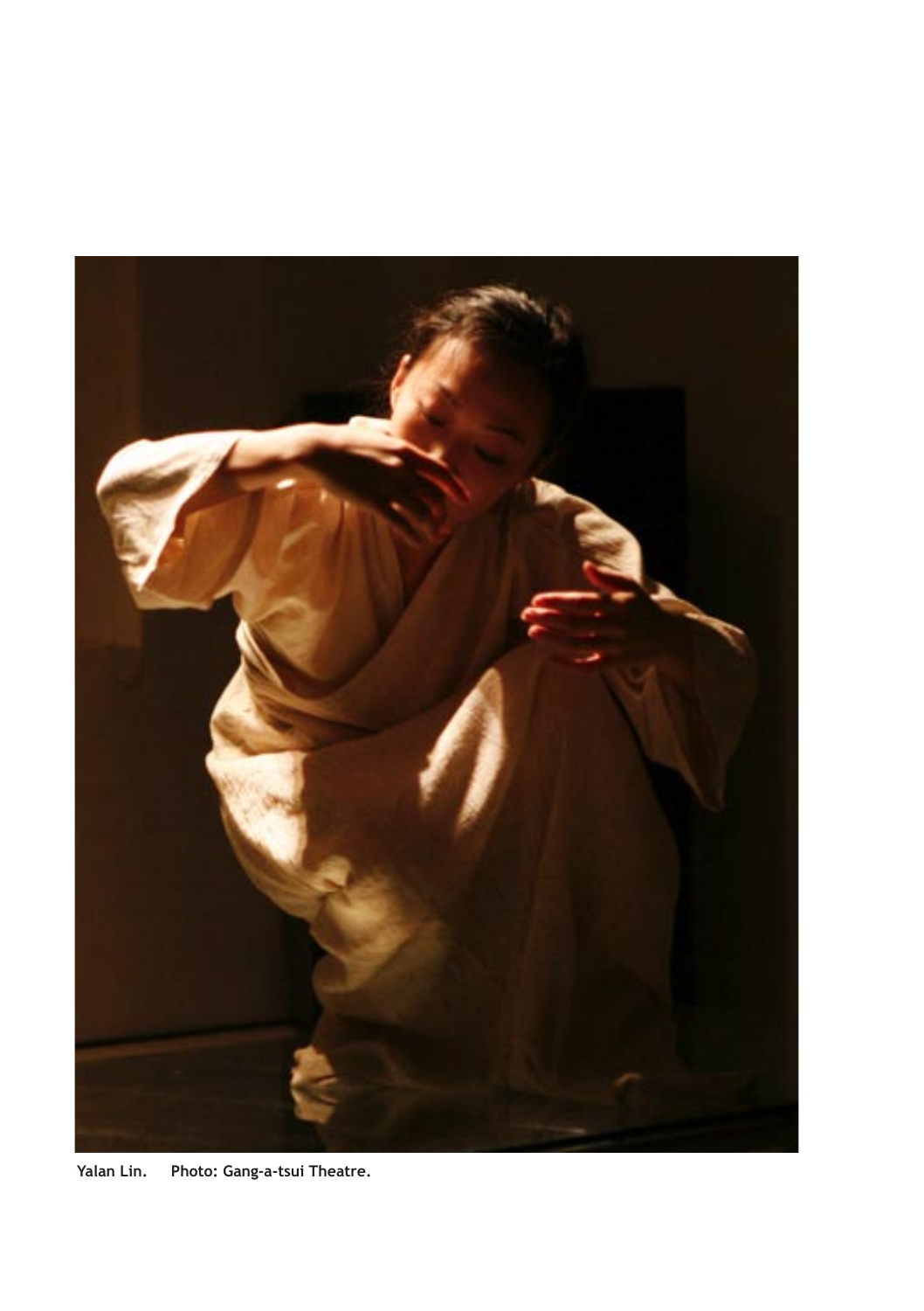Yalan Lin.    Photo: Gang-a-tsui Theatre.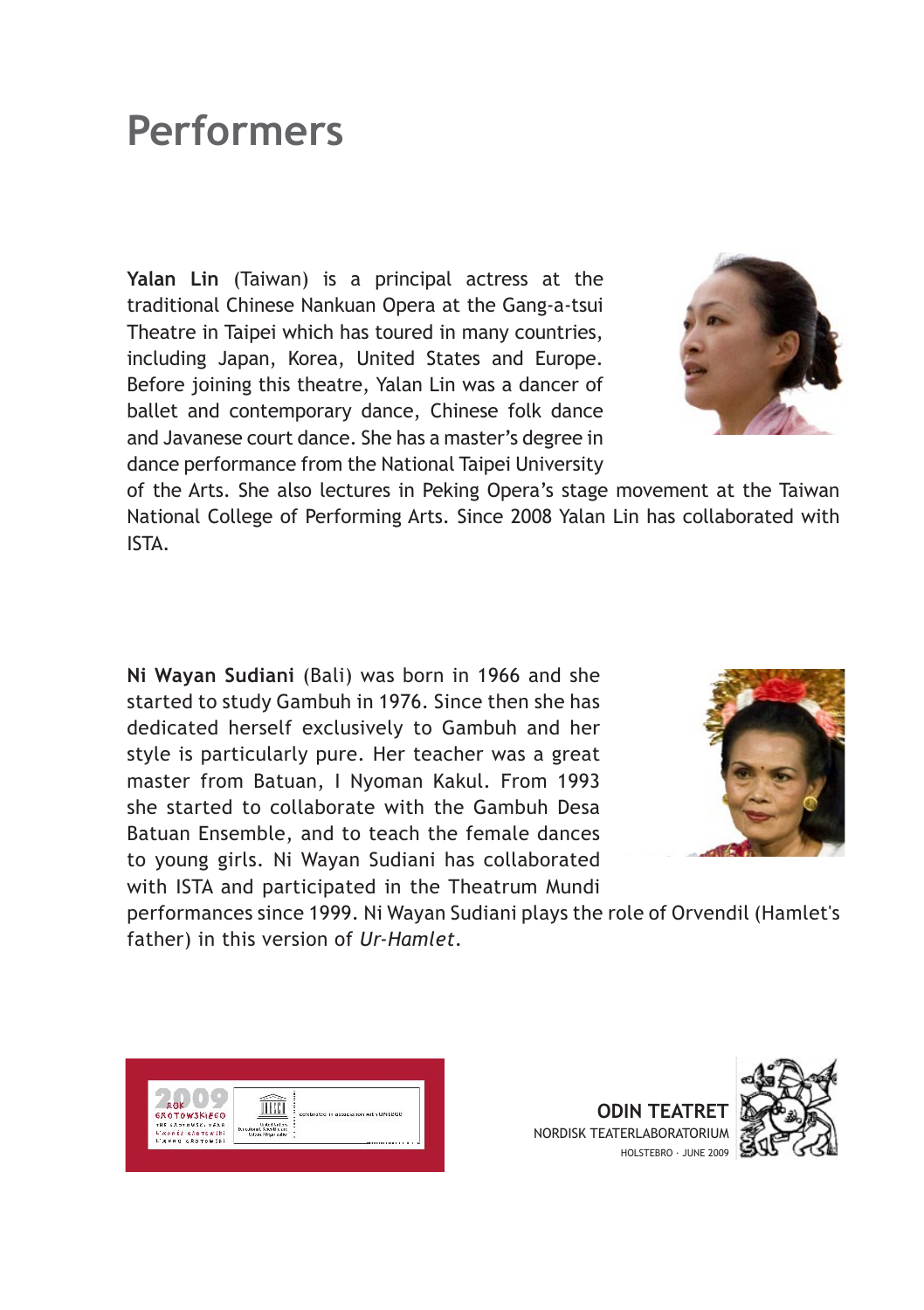# Performers

**Yalan Lin** (Taiwan) is a principal actress at the traditional Chinese Nankuan Opera at the Gang-a-tsui Theatre in Taipei which has toured in many countries, including Japan, Korea, United States and Europe. Before joining this theatre, Yalan Lin was a dancer of ballet and contemporary dance, Chinese folk dance and Javanese court dance. She has a master's degree in dance performance from the National Taipei University of the Arts. She also lectures in Peking Opera's stage movement at the Taiwan National College of Performing Arts. Since 2008 Yalan Lin has collaborated with ISTA.

**Ni Wayan Sudiani** (Bali) was born in 1966 and she started to study Gambuh in 1976. Since then she has dedicated herself exclusively to Gambuh and her style is particularly pure. Her teacher was a great master from Batuan, I Nyoman Kakul. From 1993 she started to collaborate with the Gambuh Desa Batuan Ensemble, and to teach the female dances to young girls. Ni Wayan Sudiani has collaborated with ISTA and participated in the Theatrum Mundi performances since 1999. Ni Wayan Sudiani plays the role of Orvendil (Hamlet's father) in this version of *Ur-Hamlet*.